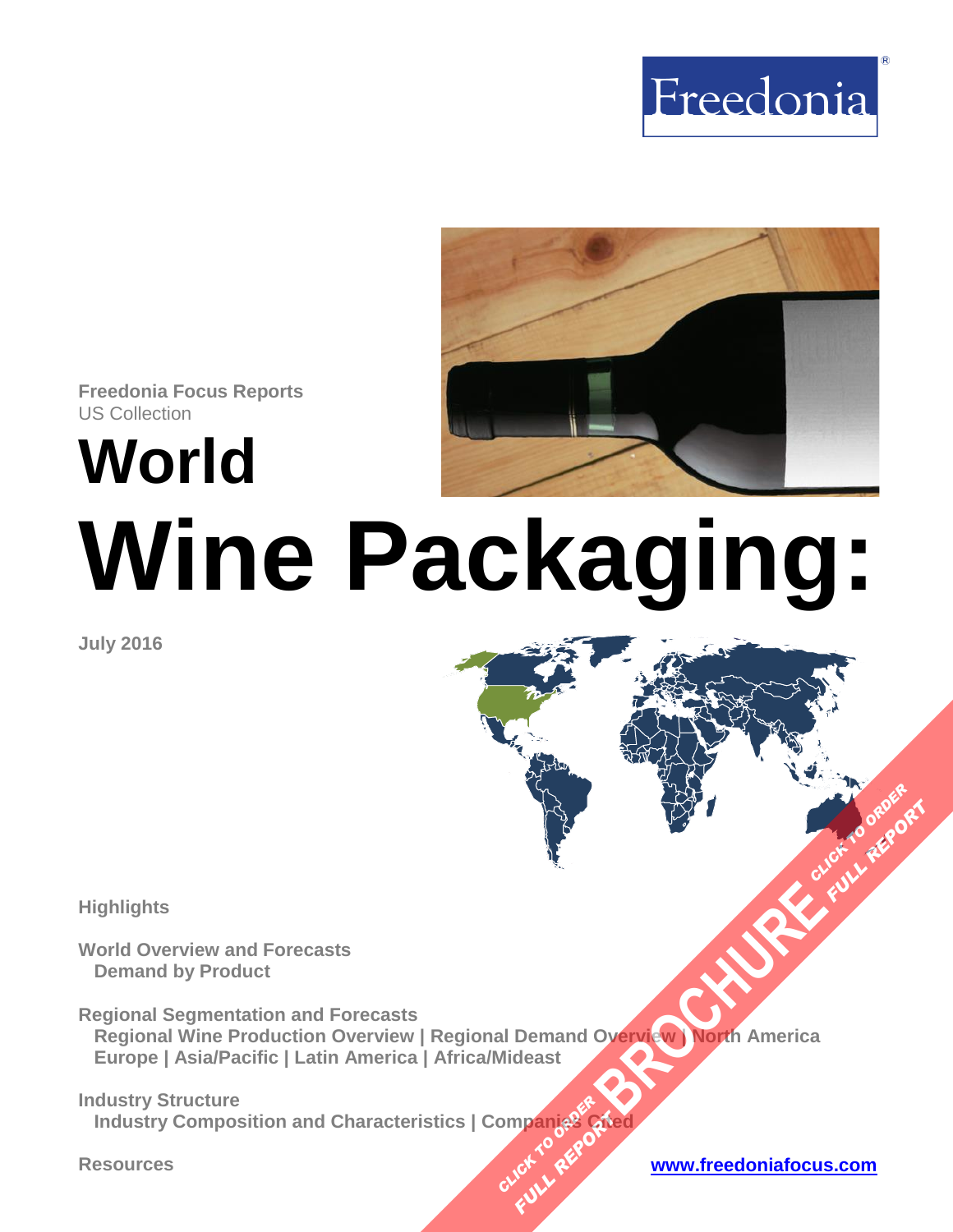Freedonia Focus Reports
US Collection

# World Wine Packaging:

July 2016

**Highlights**

**World Overview and Forecasts**
Demand by Product

**Regional Segmentation and Forecasts**
Regional Wine Production Overview | Regional Demand Overview | North America
Europe | Asia/Pacific | Latin America | Africa/Mideast

**Industry Structure**
Industry Composition and Characteristics | Companies Cited

**Resources**

www.freedoniafocus.com

BROCHURE CLICK TO ORDER FULL REPORT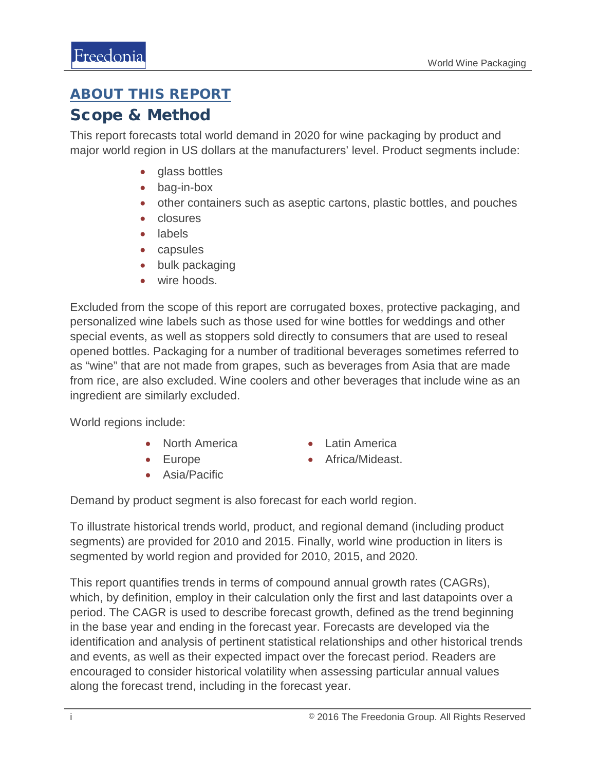## ABOUT THIS REPORT

# Scope & Method

This report forecasts total world demand in 2020 for wine packaging by product and major world region in US dollars at the manufacturers' level. Product segments include:

- glass bottles
- bag-in-box
- other containers such as aseptic cartons, plastic bottles, and pouches
- closures
- labels
- capsules
- bulk packaging
- wire hoods.

Excluded from the scope of this report are corrugated boxes, protective packaging, and personalized wine labels such as those used for wine bottles for weddings and other special events, as well as stoppers sold directly to consumers that are used to reseal opened bottles. Packaging for a number of traditional beverages sometimes referred to as "wine" that are not made from grapes, such as beverages from Asia that are made from rice, are also excluded. Wine coolers and other beverages that include wine as an ingredient are similarly excluded.

World regions include:

- North America
- Europe
- Asia/Pacific
- Latin America
- Africa/Mideast.

Demand by product segment is also forecast for each world region.

To illustrate historical trends world, product, and regional demand (including product segments) are provided for 2010 and 2015. Finally, world wine production in liters is segmented by world region and provided for 2010, 2015, and 2020.

This report quantifies trends in terms of compound annual growth rates (CAGRs), which, by definition, employ in their calculation only the first and last datapoints over a period. The CAGR is used to describe forecast growth, defined as the trend beginning in the base year and ending in the forecast year. Forecasts are developed via the identification and analysis of pertinent statistical relationships and other historical trends and events, as well as their expected impact over the forecast period. Readers are encouraged to consider historical volatility when assessing particular annual values along the forecast trend, including in the forecast year.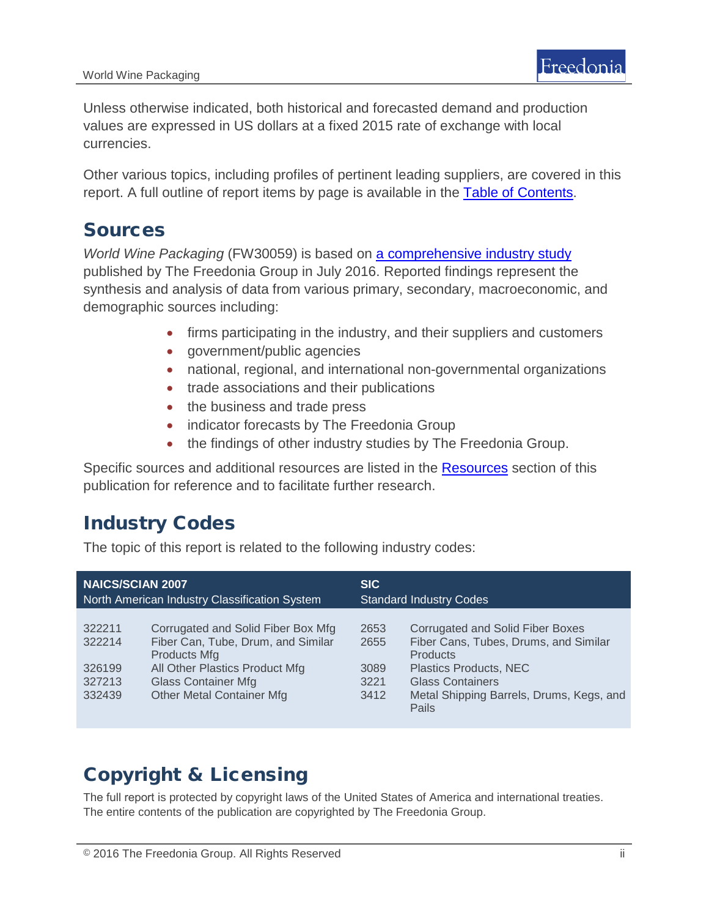Unless otherwise indicated, both historical and forecasted demand and production values are expressed in US dollars at a fixed 2015 rate of exchange with local currencies.

Other various topics, including profiles of pertinent leading suppliers, are covered in this report. A full outline of report items by page is available in the Table of Contents.

## Sources

*World Wine Packaging* (FW30059) is based on a comprehensive industry study published by The Freedonia Group in July 2016. Reported findings represent the synthesis and analysis of data from various primary, secondary, macroeconomic, and demographic sources including:

- firms participating in the industry, and their suppliers and customers
- government/public agencies
- national, regional, and international non-governmental organizations
- trade associations and their publications
- the business and trade press
- indicator forecasts by The Freedonia Group
- the findings of other industry studies by The Freedonia Group.

Specific sources and additional resources are listed in the Resources section of this publication for reference and to facilitate further research.

## Industry Codes

The topic of this report is related to the following industry codes:

| NAICS/SCIAN 2007 North American Industry Classification System | | SIC Standard Industry Codes | |
|---|---|---|---|
| 322211 | Corrugated and Solid Fiber Box Mfg | 2653 | Corrugated and Solid Fiber Boxes |
| 322214 | Fiber Can, Tube, Drum, and Similar Products Mfg | 2655 | Fiber Cans, Tubes, Drums, and Similar Products |
| 326199 | All Other Plastics Product Mfg | 3089 | Plastics Products, NEC |
| 327213 | Glass Container Mfg | 3221 | Glass Containers |
| 332439 | Other Metal Container Mfg | 3412 | Metal Shipping Barrels, Drums, Kegs, and Pails |

## Copyright & Licensing

The full report is protected by copyright laws of the United States of America and international treaties. The entire contents of the publication are copyrighted by The Freedonia Group.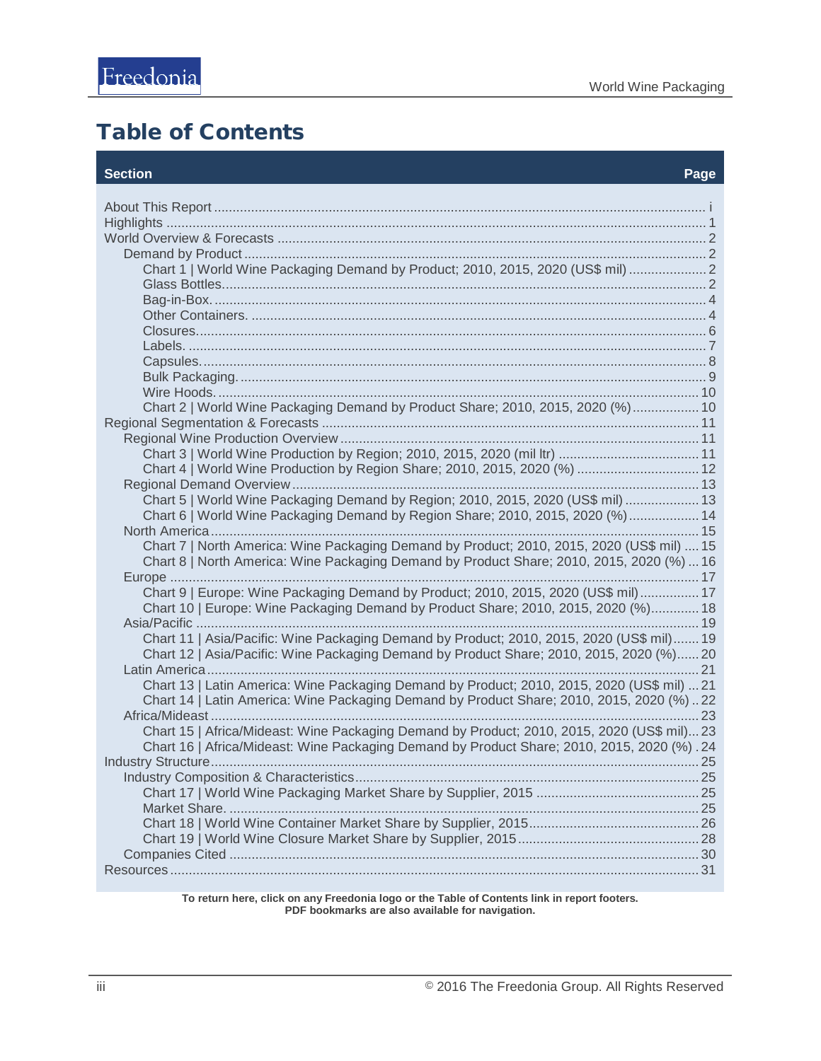# Table of Contents

| Section | Page |
|---|---|
| About This Report | i |
| Highlights | 1 |
| World Overview & Forecasts | 2 |
| Demand by Product | 2 |
| Chart 1 \| World Wine Packaging Demand by Product; 2010, 2015, 2020 (US$ mil) | 2 |
| Glass Bottles. | 2 |
| Bag-in-Box. | 4 |
| Other Containers. | 4 |
| Closures. | 6 |
| Labels. | 7 |
| Capsules. | 8 |
| Bulk Packaging. | 9 |
| Wire Hoods. | 10 |
| Chart 2 \| World Wine Packaging Demand by Product Share; 2010, 2015, 2020 (%) | 10 |
| Regional Segmentation & Forecasts | 11 |
| Regional Wine Production Overview | 11 |
| Chart 3 \| World Wine Production by Region; 2010, 2015, 2020 (mil ltr) | 11 |
| Chart 4 \| World Wine Production by Region Share; 2010, 2015, 2020 (%) | 12 |
| Regional Demand Overview | 13 |
| Chart 5 \| World Wine Packaging Demand by Region; 2010, 2015, 2020 (US$ mil) | 13 |
| Chart 6 \| World Wine Packaging Demand by Region Share; 2010, 2015, 2020 (%) | 14 |
| North America | 15 |
| Chart 7 \| North America: Wine Packaging Demand by Product; 2010, 2015, 2020 (US$ mil) | 15 |
| Chart 8 \| North America: Wine Packaging Demand by Product Share; 2010, 2015, 2020 (%) | 16 |
| Europe | 17 |
| Chart 9 \| Europe: Wine Packaging Demand by Product; 2010, 2015, 2020 (US$ mil) | 17 |
| Chart 10 \| Europe: Wine Packaging Demand by Product Share; 2010, 2015, 2020 (%) | 18 |
| Asia/Pacific | 19 |
| Chart 11 \| Asia/Pacific: Wine Packaging Demand by Product; 2010, 2015, 2020 (US$ mil) | 19 |
| Chart 12 \| Asia/Pacific: Wine Packaging Demand by Product Share; 2010, 2015, 2020 (%) | 20 |
| Latin America | 21 |
| Chart 13 \| Latin America: Wine Packaging Demand by Product; 2010, 2015, 2020 (US$ mil) | 21 |
| Chart 14 \| Latin America: Wine Packaging Demand by Product Share; 2010, 2015, 2020 (%) | 22 |
| Africa/Mideast | 23 |
| Chart 15 \| Africa/Mideast: Wine Packaging Demand by Product; 2010, 2015, 2020 (US$ mil) | 23 |
| Chart 16 \| Africa/Mideast: Wine Packaging Demand by Product Share; 2010, 2015, 2020 (%) | 24 |
| Industry Structure | 25 |
| Industry Composition & Characteristics | 25 |
| Chart 17 \| World Wine Packaging Market Share by Supplier, 2015 | 25 |
| Market Share. | 25 |
| Chart 18 \| World Wine Container Market Share by Supplier, 2015 | 26 |
| Chart 19 \| World Wine Closure Market Share by Supplier, 2015 | 28 |
| Companies Cited | 30 |
| Resources | 31 |

**To return here, click on any Freedonia logo or the Table of Contents link in report footers.**
**PDF bookmarks are also available for navigation.**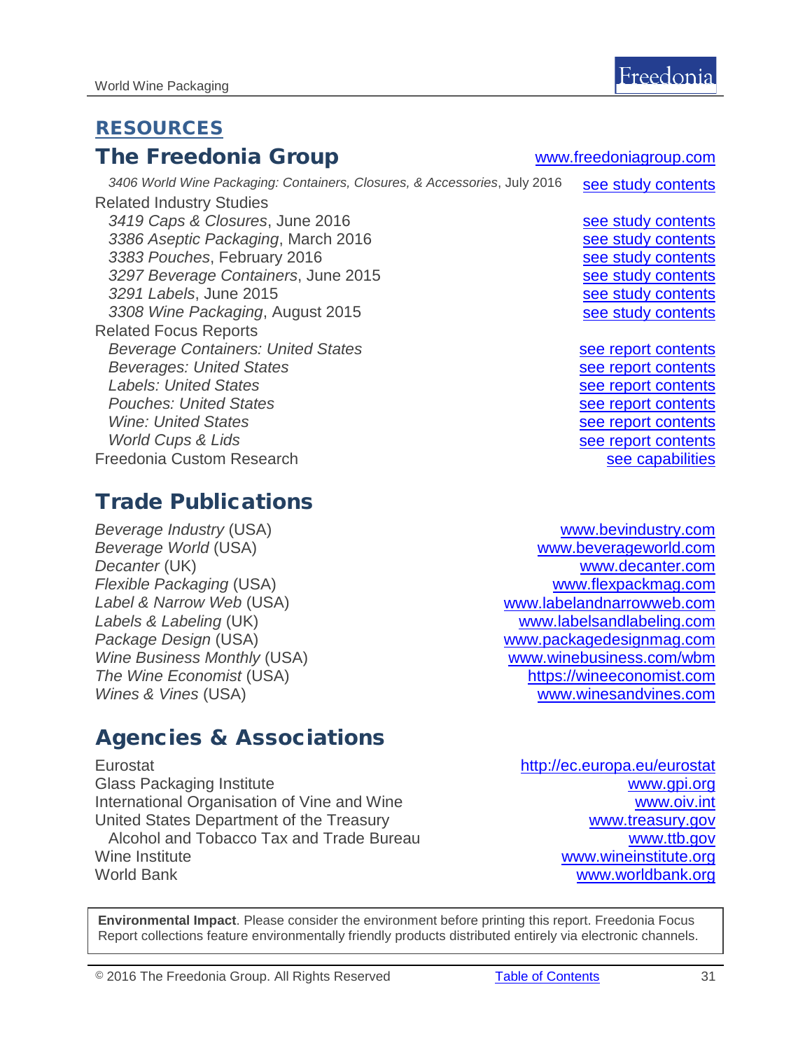# RESOURCES

## The Freedonia Group

www.freedoniagroup.com

*3406 World Wine Packaging: Containers, Closures, & Accessories*, July 2016 — see study contents

Related Industry Studies

- *3419 Caps & Closures*, June 2016 — see study contents
- *3386 Aseptic Packaging*, March 2016 — see study contents
- *3383 Pouches*, February 2016 — see study contents
- *3297 Beverage Containers*, June 2015 — see study contents
- *3291 Labels*, June 2015 — see study contents
- *3308 Wine Packaging*, August 2015 — see study contents

Related Focus Reports

- *Beverage Containers: United States* — see report contents
- *Beverages: United States* — see report contents
- *Labels: United States* — see report contents
- *Pouches: United States* — see report contents
- *Wine: United States* — see report contents
- *World Cups & Lids* — see report contents

Freedonia Custom Research — see capabilities

## Trade Publications

| | |
|---|---|
| *Beverage Industry* (USA) | www.bevindustry.com |
| *Beverage World* (USA) | www.beverageworld.com |
| *Decanter* (UK) | www.decanter.com |
| *Flexible Packaging* (USA) | www.flexpackmag.com |
| *Label & Narrow Web* (USA) | www.labelandnarrowweb.com |
| *Labels & Labeling* (UK) | www.labelsandlabeling.com |
| *Package Design* (USA) | www.packagedesignmag.com |
| *Wine Business Monthly* (USA) | www.winebusiness.com/wbm |
| *The Wine Economist* (USA) | https://wineeconomist.com |
| *Wines & Vines* (USA) | www.winesandvines.com |

## Agencies & Associations

| | |
|---|---|
| Eurostat | http://ec.europa.eu/eurostat |
| Glass Packaging Institute | www.gpi.org |
| International Organisation of Vine and Wine | www.oiv.int |
| United States Department of the Treasury | www.treasury.gov |
| Alcohol and Tobacco Tax and Trade Bureau | www.ttb.gov |
| Wine Institute | www.wineinstitute.org |
| World Bank | www.worldbank.org |

**Environmental Impact**. Please consider the environment before printing this report. Freedonia Focus Report collections feature environmentally friendly products distributed entirely via electronic channels.